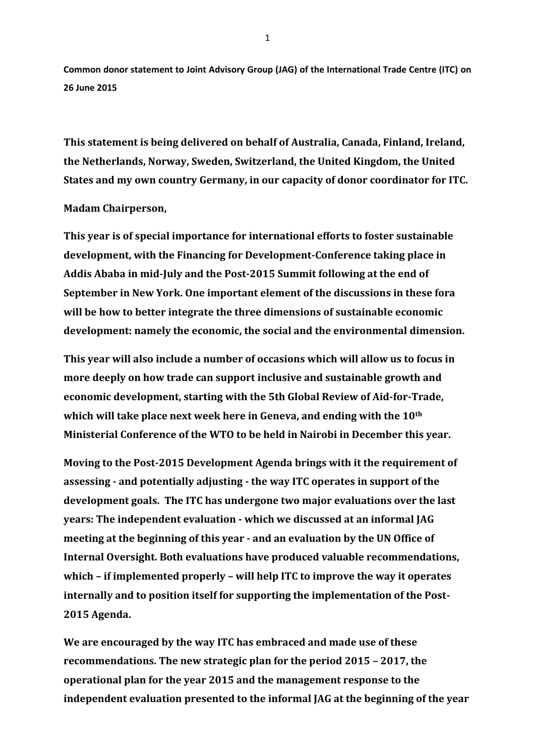**Common donor statement to Joint Advisory Group (JAG) of the International Trade Centre (ITC) on 26 June 2015**

**This statement is being delivered on behalf of Australia, Canada, Finland, Ireland, the Netherlands, Norway, Sweden, Switzerland, the United Kingdom, the United States and my own country Germany, in our capacity of donor coordinator for ITC.**

**Madam Chairperson,**

**This year is of special importance for international efforts to foster sustainable development, with the Financing for Development-Conference taking place in Addis Ababa in mid-July and the Post-2015 Summit following at the end of September in New York. One important element of the discussions in these fora will be how to better integrate the three dimensions of sustainable economic development: namely the economic, the social and the environmental dimension.**

**This year will also include a number of occasions which will allow us to focus in more deeply on how trade can support inclusive and sustainable growth and economic development, starting with the 5th Global Review of Aid-for-Trade, which will take place next week here in Geneva, and ending with the 10th Ministerial Conference of the WTO to be held in Nairobi in December this year.**

**Moving to the Post-2015 Development Agenda brings with it the requirement of assessing - and potentially adjusting - the way ITC operates in support of the development goals. The ITC has undergone two major evaluations over the last years: The independent evaluation - which we discussed at an informal JAG meeting at the beginning of this year - and an evaluation by the UN Office of Internal Oversight. Both evaluations have produced valuable recommendations, which – if implemented properly – will help ITC to improve the way it operates internally and to position itself for supporting the implementation of the Post-2015 Agenda.**

**We are encouraged by the way ITC has embraced and made use of these recommendations. The new strategic plan for the period 2015 – 2017, the operational plan for the year 2015 and the management response to the independent evaluation presented to the informal JAG at the beginning of the year**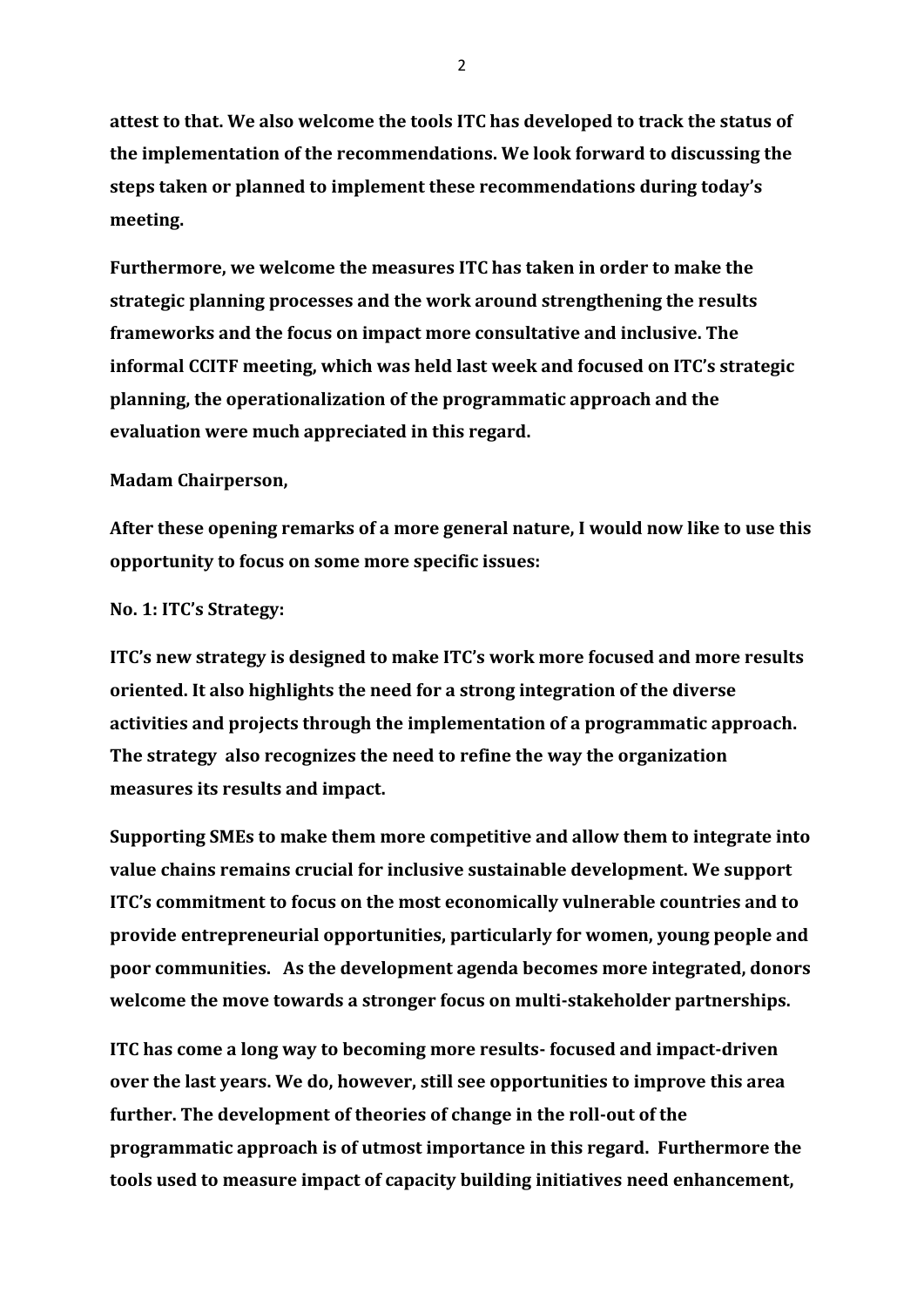**attest to that. We also welcome the tools ITC has developed to track the status of the implementation of the recommendations. We look forward to discussing the steps taken or planned to implement these recommendations during today's meeting.**

**Furthermore, we welcome the measures ITC has taken in order to make the strategic planning processes and the work around strengthening the results frameworks and the focus on impact more consultative and inclusive. The informal CCITF meeting, which was held last week and focused on ITC's strategic planning, the operationalization of the programmatic approach and the evaluation were much appreciated in this regard.**

**Madam Chairperson,**

**After these opening remarks of a more general nature, I would now like to use this opportunity to focus on some more specific issues:**

**No. 1: ITC's Strategy:**

**ITC's new strategy is designed to make ITC's work more focused and more results oriented. It also highlights the need for a strong integration of the diverse activities and projects through the implementation of a programmatic approach. The strategy also recognizes the need to refine the way the organization measures its results and impact.**

**Supporting SMEs to make them more competitive and allow them to integrate into value chains remains crucial for inclusive sustainable development. We support ITC's commitment to focus on the most economically vulnerable countries and to provide entrepreneurial opportunities, particularly for women, young people and poor communities. As the development agenda becomes more integrated, donors welcome the move towards a stronger focus on multi-stakeholder partnerships.**

**ITC has come a long way to becoming more results- focused and impact-driven over the last years. We do, however, still see opportunities to improve this area further. The development of theories of change in the roll-out of the programmatic approach is of utmost importance in this regard. Furthermore the tools used to measure impact of capacity building initiatives need enhancement,**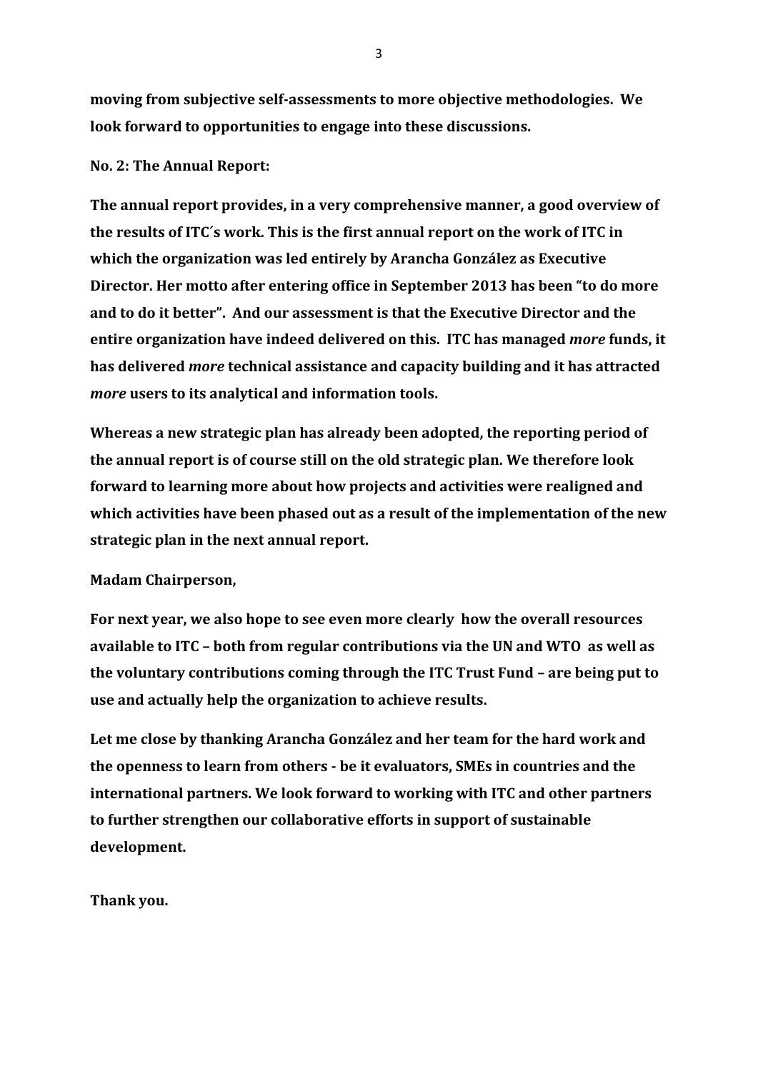**moving from subjective self-assessments to more objective methodologies. We look forward to opportunities to engage into these discussions.**

**No. 2: The Annual Report:**

**The annual report provides, in a very comprehensive manner, a good overview of the results of ITC´s work. This is the first annual report on the work of ITC in which the organization was led entirely by Arancha González as Executive Director. Her motto after entering office in September 2013 has been "to do more and to do it better". And our assessment is that the Executive Director and the entire organization have indeed delivered on this. ITC has managed *more* funds, it has delivered *more* technical assistance and capacity building and it has attracted *more* users to its analytical and information tools.**

**Whereas a new strategic plan has already been adopted, the reporting period of the annual report is of course still on the old strategic plan. We therefore look forward to learning more about how projects and activities were realigned and which activities have been phased out as a result of the implementation of the new strategic plan in the next annual report.**

**Madam Chairperson,**

**For next year, we also hope to see even more clearly how the overall resources available to ITC – both from regular contributions via the UN and WTO as well as the voluntary contributions coming through the ITC Trust Fund – are being put to use and actually help the organization to achieve results.**

**Let me close by thanking Arancha González and her team for the hard work and the openness to learn from others - be it evaluators, SMEs in countries and the international partners. We look forward to working with ITC and other partners to further strengthen our collaborative efforts in support of sustainable development.**

**Thank you.**